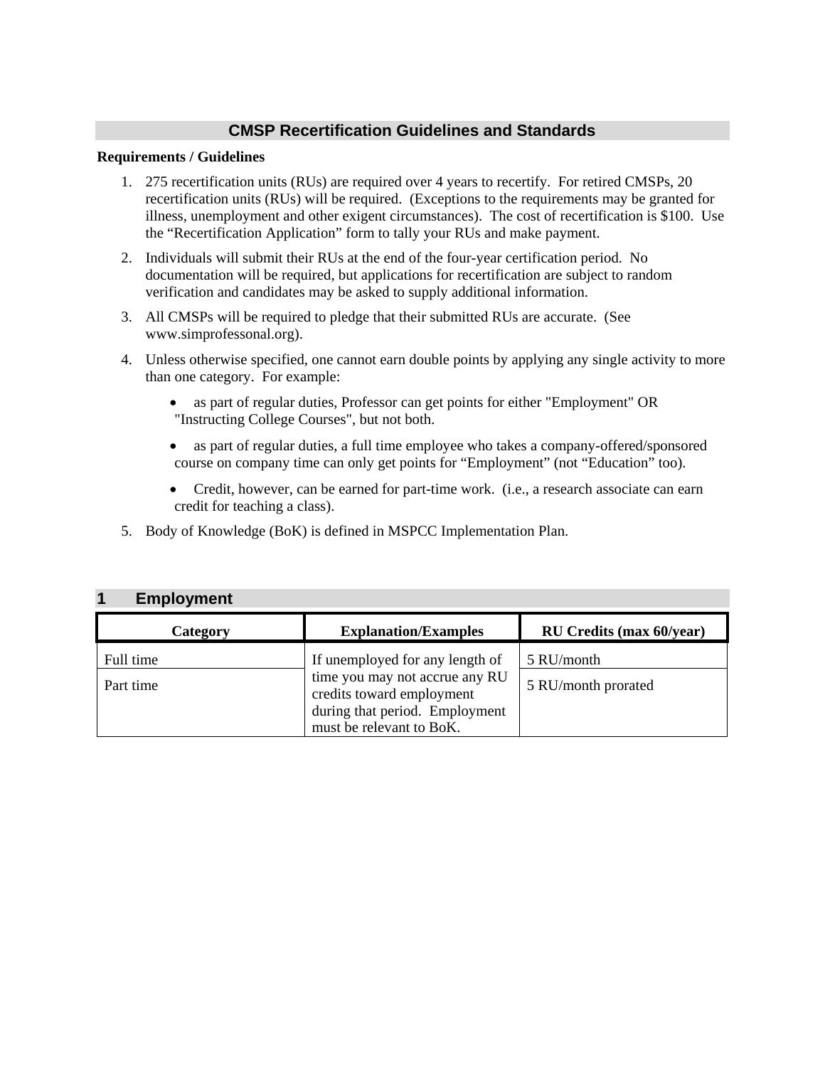# CMSP Recertification Guidelines and Standards

**Requirements / Guidelines**

1. 275 recertification units (RUs) are required over 4 years to recertify. For retired CMSPs, 20 recertification units (RUs) will be required. (Exceptions to the requirements may be granted for illness, unemployment and other exigent circumstances). The cost of recertification is $100. Use the "Recertification Application" form to tally your RUs and make payment.
2. Individuals will submit their RUs at the end of the four-year certification period. No documentation will be required, but applications for recertification are subject to random verification and candidates may be asked to supply additional information.
3. All CMSPs will be required to pledge that their submitted RUs are accurate. (See www.simprofessonal.org).
4. Unless otherwise specified, one cannot earn double points by applying any single activity to more than one category. For example:
   - as part of regular duties, Professor can get points for either "Employment" OR "Instructing College Courses", but not both.
   - as part of regular duties, a full time employee who takes a company-offered/sponsored course on company time can only get points for "Employment" (not "Education" too).
   - Credit, however, can be earned for part-time work. (i.e., a research associate can earn credit for teaching a class).
5. Body of Knowledge (BoK) is defined in MSPCC Implementation Plan.

## 1 Employment

| Category | Explanation/Examples | RU Credits (max 60/year) |
|---|---|---|
| Full time | If unemployed for any length of time you may not accrue any RU credits toward employment during that period. Employment must be relevant to BoK. | 5 RU/month |
| Part time | | 5 RU/month prorated |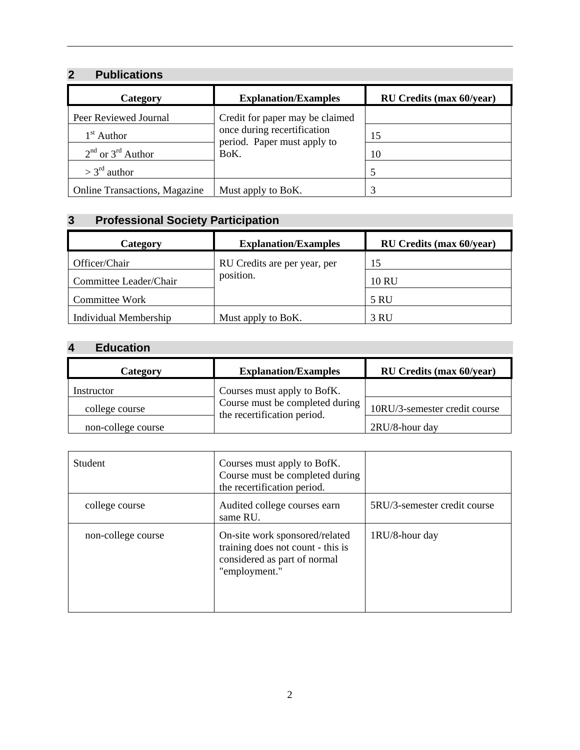## 2 Publications

| Category | Explanation/Examples | RU Credits (max 60/year) |
|---|---|---|
| Peer Reviewed Journal | Credit for paper may be claimed once during recertification period. Paper must apply to BoK. | |
| 1st Author | | 15 |
| 2nd or 3rd Author | | 10 |
| > 3rd author | | 5 |
| Online Transactions, Magazine | Must apply to BoK. | 3 |

## 3 Professional Society Participation

| Category | Explanation/Examples | RU Credits (max 60/year) |
|---|---|---|
| Officer/Chair | RU Credits are per year, per position. | 15 |
| Committee Leader/Chair | | 10 RU |
| Committee Work | | 5 RU |
| Individual Membership | Must apply to BoK. | 3 RU |

## 4 Education

| Category | Explanation/Examples | RU Credits (max 60/year) |
|---|---|---|
| Instructor | Courses must apply to BofK. Course must be completed during the recertification period. | |
| college course | | 10RU/3-semester credit course |
| non-college course | | 2RU/8-hour day |

| | | |
|---|---|---|
| Student | Courses must apply to BofK. Course must be completed during the recertification period. | |
| college course | Audited college courses earn same RU. | 5RU/3-semester credit course |
| non-college course | On-site work sponsored/related training does not count - this is considered as part of normal "employment." | 1RU/8-hour day |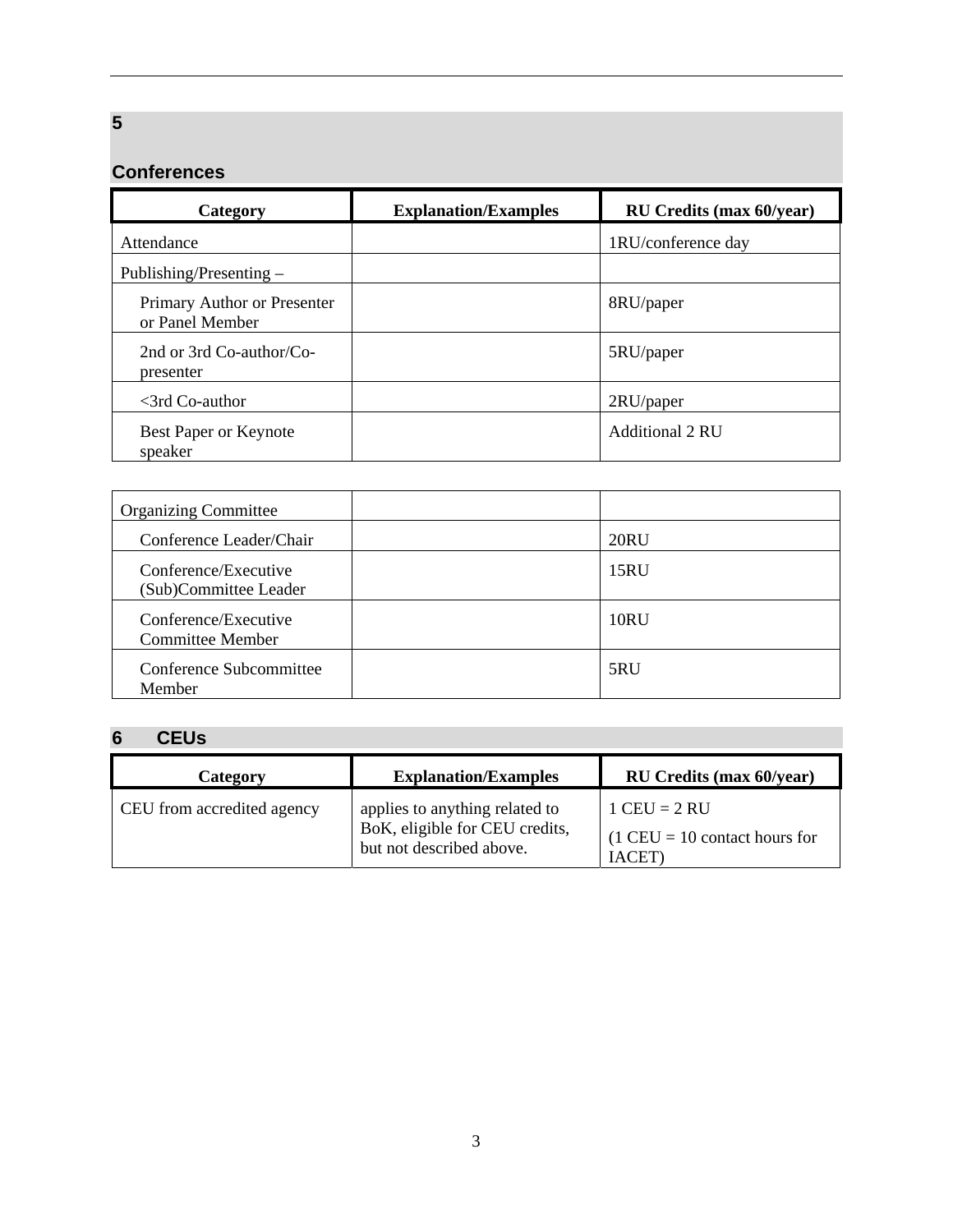## 5 Conferences

| Category | Explanation/Examples | RU Credits (max 60/year) |
|---|---|---|
| Attendance | | 1RU/conference day |
| Publishing/Presenting – | | |
| Primary Author or Presenter or Panel Member | | 8RU/paper |
| 2nd or 3rd Co-author/Co-presenter | | 5RU/paper |
| <3rd Co-author | | 2RU/paper |
| Best Paper or Keynote speaker | | Additional 2 RU |
| Organizing Committee | | |
| Conference Leader/Chair | | 20RU |
| Conference/Executive (Sub)Committee Leader | | 15RU |
| Conference/Executive Committee Member | | 10RU |
| Conference Subcommittee Member | | 5RU |

## 6 CEUs

| Category | Explanation/Examples | RU Credits (max 60/year) |
|---|---|---|
| CEU from accredited agency | applies to anything related to BoK, eligible for CEU credits, but not described above. | 1 CEU = 2 RU<br>(1 CEU = 10 contact hours for IACET) |